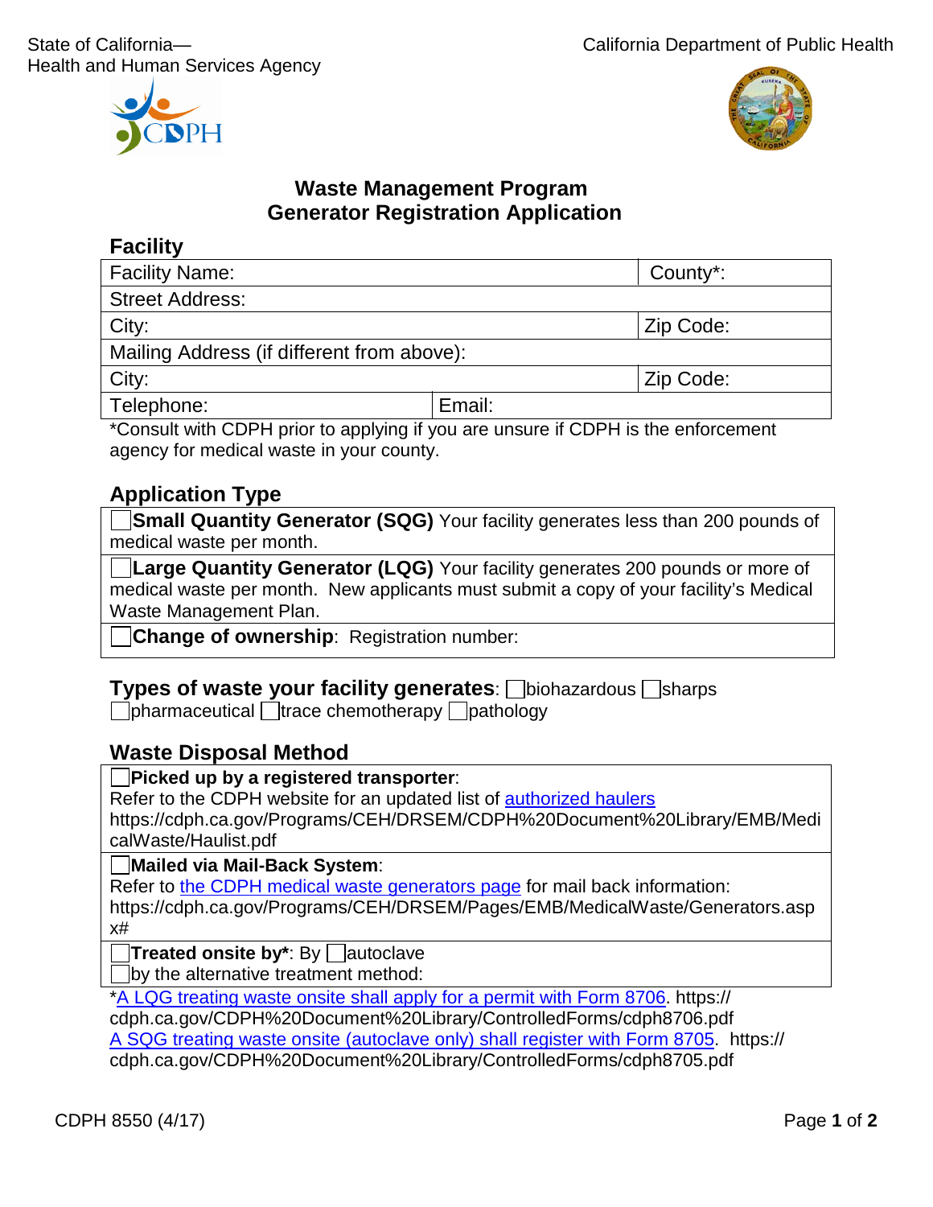State of California—
Health and Human Services Agency

California Department of Public Health

# Waste Management Program
# Generator Registration Application

## Facility

| Facility Name: | | County*: |
|---|---|---|
| Street Address: | | |
| City: | | Zip Code: |
| Mailing Address (if different from above): | | |
| City: | | Zip Code: |
| Telephone: | Email: | |

*Consult with CDPH prior to applying if you are unsure if CDPH is the enforcement agency for medical waste in your county.

## Application Type

| |
|---|
| ☐ **Small Quantity Generator (SQG)** Your facility generates less than 200 pounds of medical waste per month. |
| ☐ **Large Quantity Generator (LQG)** Your facility generates 200 pounds or more of medical waste per month. New applicants must submit a copy of your facility's Medical Waste Management Plan. |
| ☐ **Change of ownership**: Registration number: |

**Types of waste your facility generates**: ☐ biohazardous ☐ sharps ☐ pharmaceutical ☐ trace chemotherapy ☐ pathology

## Waste Disposal Method

| |
|---|
| ☐ **Picked up by a registered transporter**: Refer to the CDPH website for an updated list of authorized haulers https://cdph.ca.gov/Programs/CEH/DRSEM/CDPH%20Document%20Library/EMB/MedicalWaste/Haulist.pdf |
| ☐ **Mailed via Mail-Back System**: Refer to the CDPH medical waste generators page for mail back information: https://cdph.ca.gov/Programs/CEH/DRSEM/Pages/EMB/MedicalWaste/Generators.aspx# |
| ☐ **Treated onsite by***: By ☐ autoclave ☐ by the alternative treatment method: |

*A LQG treating waste onsite shall apply for a permit with Form 8706. https://cdph.ca.gov/CDPH%20Document%20Library/ControlledForms/cdph8706.pdf
A SQG treating waste onsite (autoclave only) shall register with Form 8705. https://cdph.ca.gov/CDPH%20Document%20Library/ControlledForms/cdph8705.pdf

CDPH 8550 (4/17)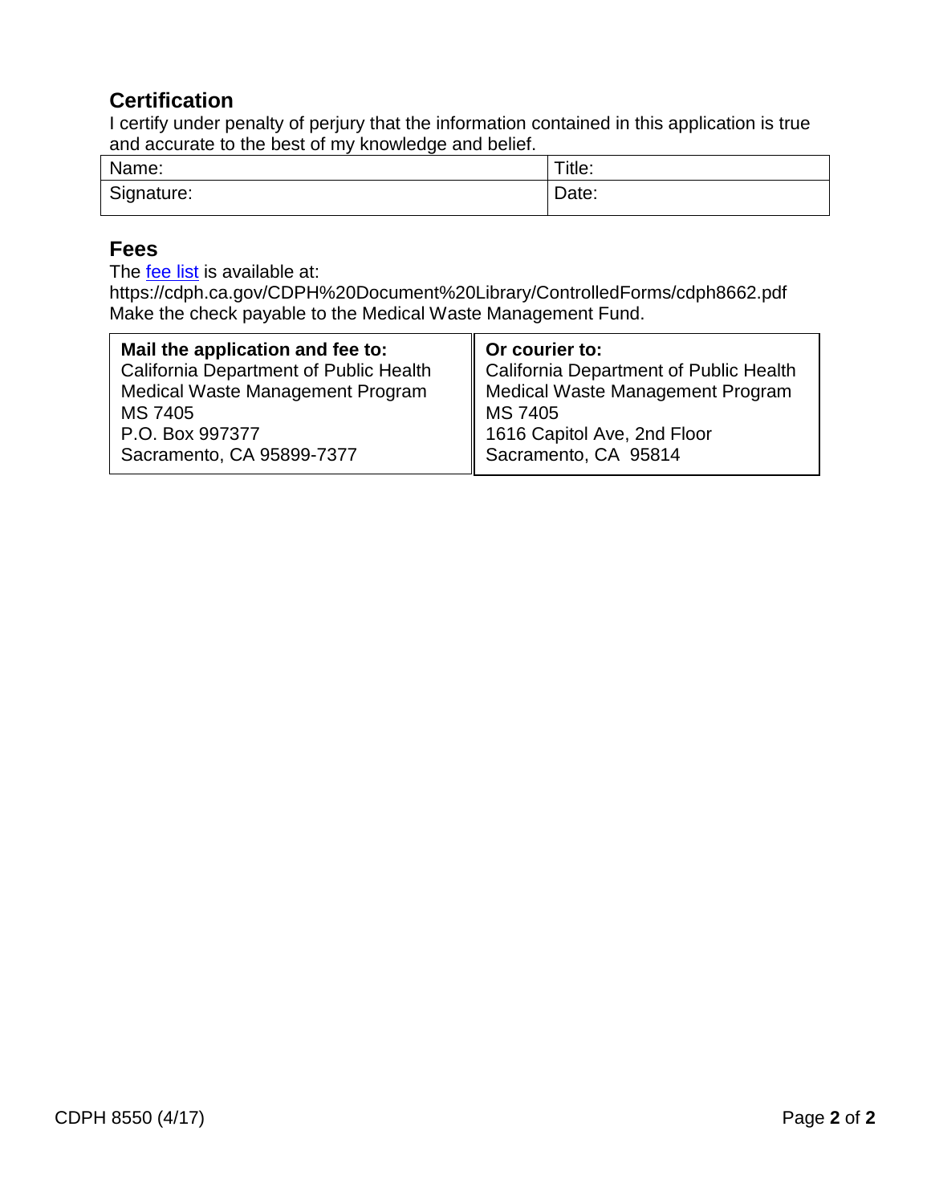## Certification

I certify under penalty of perjury that the information contained in this application is true and accurate to the best of my knowledge and belief.

| | |
|---|---|
| Name: | Title: |
| Signature: | Date: |

## Fees

The [fee list](https://cdph.ca.gov/CDPH%20Document%20Library/ControlledForms/cdph8662.pdf) is available at:
https://cdph.ca.gov/CDPH%20Document%20Library/ControlledForms/cdph8662.pdf
Make the check payable to the Medical Waste Management Fund.

| **Mail the application and fee to:** | **Or courier to:** |
|---|---|
| California Department of Public Health<br>Medical Waste Management Program<br>MS 7405<br>P.O. Box 997377<br>Sacramento, CA 95899-7377 | California Department of Public Health<br>Medical Waste Management Program<br>MS 7405<br>1616 Capitol Ave, 2nd Floor<br>Sacramento, CA 95814 |

CDPH 8550 (4/17)